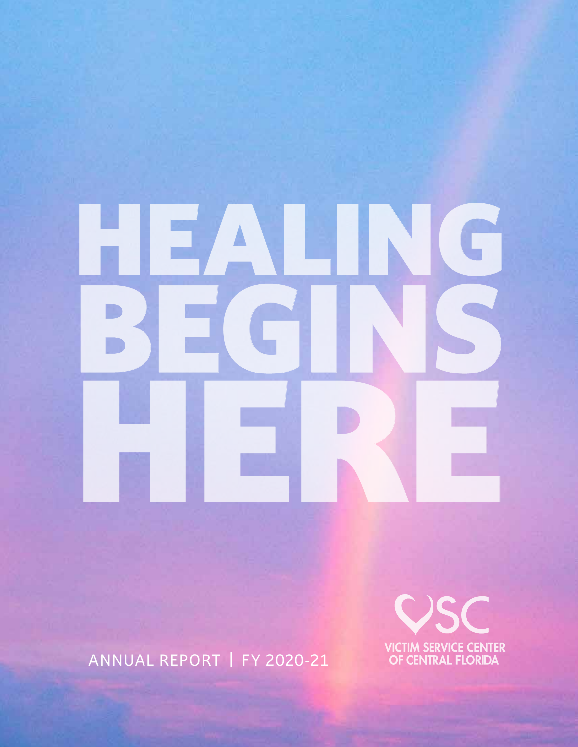# HEALING BEGINS HERE

ANNUAL REPORT | FY 2020-21

VSC

VICTIM SERVICE CENTER OF CENTRAL FLORIDA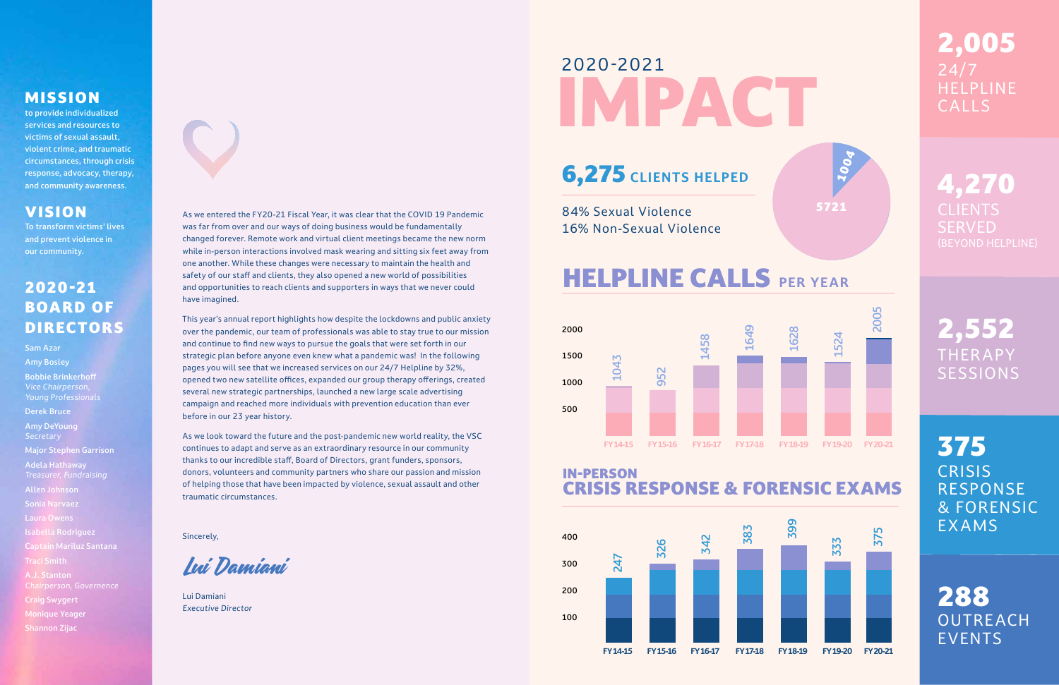## MISSION

to provide individualized services and resources to victims of sexual assault, violent crime, and traumatic circumstances, through crisis response, advocacy, therapy, and community awareness.

## VISION

To transform victims' lives and prevent violence in our community.

## 2020-21 BOARD OF DIRECTORS

Sam Azar

Amy Bosley

Bobbie Brinkerhoff
*Vice Chairperson, Young Professionals*

Derek Bruce

Amy DeYoung
*Secretary*

Major Stephen Garrison

Adela Hathaway
*Treasurer, Fundraising*

Allen Johnson

Sonia Narvaez

Laura Owens

Isabella Rodriguez

Captain Mariluz Santana

Traci Smith

A.J. Stanton
*Chairperson, Governence*

Craig Swygert

Monique Yeager

Shannon Zijac

As we entered the FY20-21 Fiscal Year, it was clear that the COVID 19 Pandemic was far from over and our ways of doing business would be fundamentally changed forever. Remote work and virtual client meetings became the new norm while in-person interactions involved mask wearing and sitting six feet away from one another. While these changes were necessary to maintain the health and safety of our staff and clients, they also opened a new world of possibilities and opportunities to reach clients and supporters in ways that we never could have imagined.

This year's annual report highlights how despite the lockdowns and public anxiety over the pandemic, our team of professionals was able to stay true to our mission and continue to find new ways to pursue the goals that were set forth in our strategic plan before anyone even knew what a pandemic was! In the following pages you will see that we increased services on our 24/7 Helpline by 32%, opened two new satellite offices, expanded our group therapy offerings, created several new strategic partnerships, launched a new large scale advertising campaign and reached more individuals with prevention education than ever before in our 23 year history.

As we look toward the future and the post-pandemic new world reality, the VSC continues to adapt and serve as an extraordinary resource in our community thanks to our incredible staff, Board of Directors, grant funders, sponsors, donors, volunteers and community partners who share our passion and mission of helping those that have been impacted by violence, sexual assault and other traumatic circumstances.

Sincerely,

Lui Damiani
*Executive Director*

# 2020-2021 IMPACT

## 6,275 CLIENTS HELPED

84% Sexual Violence
16% Non-Sexual Violence

1004
5721

## HELPLINE CALLS PER YEAR

2000
1500
1000
500

1043 952 1458 1649 1628 1524 2005

FY14-15 FY15-16 FY16-17 FY17-18 FY18-19 FY19-20 FY20-21

## IN-PERSON CRISIS RESPONSE & FORENSIC EXAMS

400
300
200
100

247 326 342 383 399 333 375

FY14-15 FY15-16 FY16-17 FY17-18 FY18-19 FY19-20 FY20-21

**2,005**
24/7 HELPLINE CALLS

**4,270**
CLIENTS SERVED (BEYOND HELPLINE)

**2,552**
THERAPY SESSIONS

**375**
CRISIS RESPONSE & FORENSIC EXAMS

**288**
OUTREACH EVENTS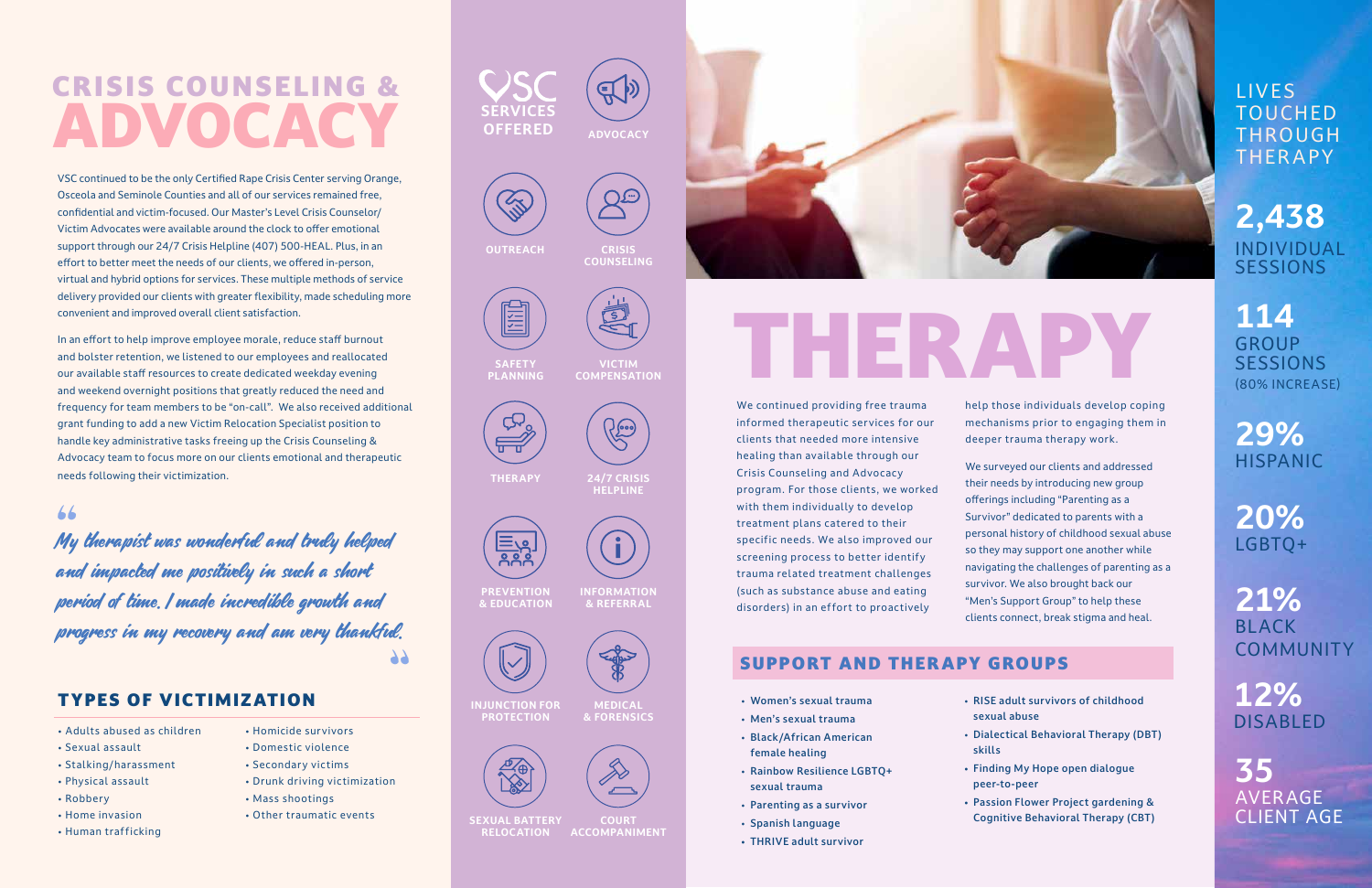# CRISIS COUNSELING & ADVOCACY

VSC continued to be the only Certified Rape Crisis Center serving Orange, Osceola and Seminole Counties and all of our services remained free, confidential and victim-focused. Our Master's Level Crisis Counselor/ Victim Advocates were available around the clock to offer emotional support through our 24/7 Crisis Helpline (407) 500-HEAL. Plus, in an effort to better meet the needs of our clients, we offered in-person, virtual and hybrid options for services. These multiple methods of service delivery provided our clients with greater flexibility, made scheduling more convenient and improved overall client satisfaction.

In an effort to help improve employee morale, reduce staff burnout and bolster retention, we listened to our employees and reallocated our available staff resources to create dedicated weekday evening and weekend overnight positions that greatly reduced the need and frequency for team members to be "on-call". We also received additional grant funding to add a new Victim Relocation Specialist position to handle key administrative tasks freeing up the Crisis Counseling & Advocacy team to focus more on our clients emotional and therapeutic needs following their victimization.

> *"My therapist was wonderful and truly helped and impacted me positively in such a short period of time. I made incredible growth and progress in my recovery and am very thankful."*

## TYPES OF VICTIMIZATION

- Adults abused as children
- Sexual assault
- Stalking/harassment
- Physical assault
- Robbery
- Home invasion
- Human trafficking
- Homicide survivors
- Domestic violence
- Secondary victims
- Drunk driving victimization
- Mass shootings
- Other traumatic events

## VSC SERVICES OFFERED

- Advocacy
- Outreach
- Crisis Counseling
- Safety Planning
- Victim Compensation
- Therapy
- 24/7 Crisis Helpline
- Prevention & Education
- Information & Referral
- Injunction for Protection
- Medical & Forensics
- Sexual Battery Relocation
- Court Accompaniment

# THERAPY

We continued providing free trauma informed therapeutic services for our clients that needed more intensive healing than available through our Crisis Counseling and Advocacy program. For those clients, we worked with them individually to develop treatment plans catered to their specific needs. We also improved our screening process to better identify trauma related treatment challenges (such as substance abuse and eating disorders) in an effort to proactively help those individuals develop coping mechanisms prior to engaging them in deeper trauma therapy work.

We surveyed our clients and addressed their needs by introducing new group offerings including "Parenting as a Survivor" dedicated to parents with a personal history of childhood sexual abuse so they may support one another while navigating the challenges of parenting as a survivor. We also brought back our "Men's Support Group" to help these clients connect, break stigma and heal.

## SUPPORT AND THERAPY GROUPS

- Women's sexual trauma
- Men's sexual trauma
- Black/African American female healing
- Rainbow Resilience LGBTQ+ sexual trauma
- Parenting as a survivor
- Spanish language
- THRIVE adult survivor
- RISE adult survivors of childhood sexual abuse
- Dialectical Behavioral Therapy (DBT) skills
- Finding My Hope open dialogue peer-to-peer
- Passion Flower Project gardening & Cognitive Behavioral Therapy (CBT)

## LIVES TOUCHED THROUGH THERAPY

**2,438** INDIVIDUAL SESSIONS

**114** GROUP SESSIONS (80% INCREASE)

**29%** HISPANIC

**20%** LGBTQ+

**21%** BLACK COMMUNITY

**12%** DISABLED

**35** AVERAGE CLIENT AGE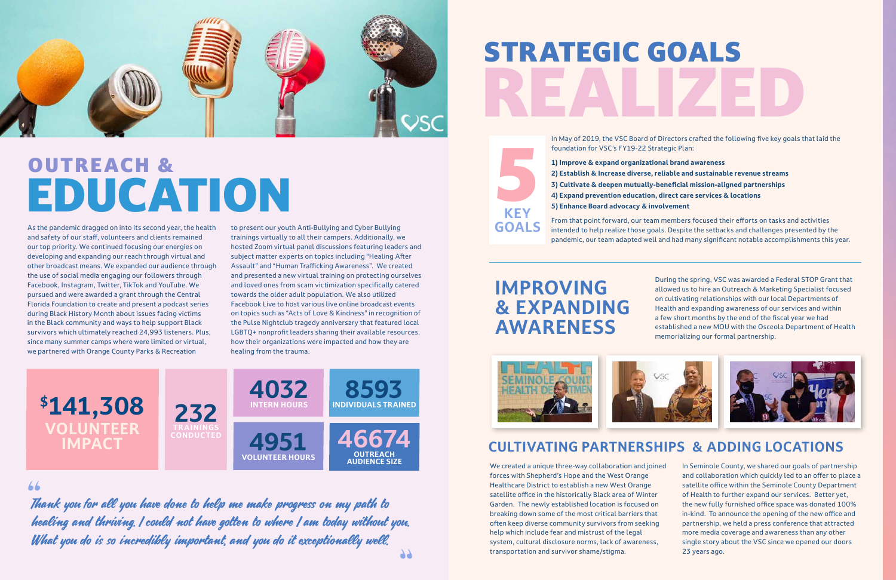# OUTREACH & EDUCATION

As the pandemic dragged on into its second year, the health and safety of our staff, volunteers and clients remained our top priority. We continued focusing our energies on developing and expanding our reach through virtual and other broadcast means. We expanded our audience through the use of social media engaging our followers through Facebook, Instagram, Twitter, TikTok and YouTube. We pursued and were awarded a grant through the Central Florida Foundation to create and present a podcast series during Black History Month about issues facing victims in the Black community and ways to help support Black survivors which ultimately reached 24,993 listeners. Plus, since many summer camps where were limited or virtual, we partnered with Orange County Parks & Recreation to present our youth Anti-Bullying and Cyber Bullying trainings virtually to all their campers. Additionally, we hosted Zoom virtual panel discussions featuring leaders and subject matter experts on topics including "Healing After Assault" and "Human Trafficking Awareness". We created and presented a new virtual training on protecting ourselves and loved ones from scam victimization specifically catered towards the older adult population. We also utilized Facebook Live to host various live online broadcast events on topics such as "Acts of Love & Kindness" in recognition of the Pulse Nightclub tragedy anniversary that featured local LGBTQ+ nonprofit leaders sharing their available resources, how their organizations were impacted and how they are healing from the trauma.

**$141,308** VOLUNTEER IMPACT

**232** TRAININGS CONDUCTED

**4032** INTERN HOURS

**8593** INDIVIDUALS TRAINED

**4951** VOLUNTEER HOURS

**46674** OUTREACH AUDIENCE SIZE

> *"Thank you for all you have done to help me make progress on my path to healing and thriving. I could not have gotten to where I am today without you. What you do is so incredibly important, and you do it exceptionally well."*

# STRATEGIC GOALS REALIZED

**5 KEY GOALS**

In May of 2019, the VSC Board of Directors crafted the following five key goals that laid the foundation for VSC's FY19-22 Strategic Plan:

**1) Improve & expand organizational brand awareness**
**2) Establish & Increase diverse, reliable and sustainable revenue streams**
**3) Cultivate & deepen mutually-beneficial mission-aligned partnerships**
**4) Expand prevention education, direct care services & locations**
**5) Enhance Board advocacy & involvement**

From that point forward, our team members focused their efforts on tasks and activities intended to help realize those goals. Despite the setbacks and challenges presented by the pandemic, our team adapted well and had many significant notable accomplishments this year.

## IMPROVING & EXPANDING AWARENESS

During the spring, VSC was awarded a Federal STOP Grant that allowed us to hire an Outreach & Marketing Specialist focused on cultivating relationships with our local Departments of Health and expanding awareness of our services and within a few short months by the end of the fiscal year we had established a new MOU with the Osceola Department of Health memorializing our formal partnership.

## CULTIVATING PARTNERSHIPS & ADDING LOCATIONS

We created a unique three-way collaboration and joined forces with Shepherd's Hope and the West Orange Healthcare District to establish a new West Orange satellite office in the historically Black area of Winter Garden. The newly established location is focused on breaking down some of the most critical barriers that often keep diverse community survivors from seeking help which include fear and mistrust of the legal system, cultural disclosure norms, lack of awareness, transportation and survivor shame/stigma.

In Seminole County, we shared our goals of partnership and collaboration which quickly led to an offer to place a satellite office within the Seminole County Department of Health to further expand our services. Better yet, the new fully furnished office space was donated 100% in-kind. To announce the opening of the new office and partnership, we held a press conference that attracted more media coverage and awareness than any other single story about the VSC since we opened our doors 23 years ago.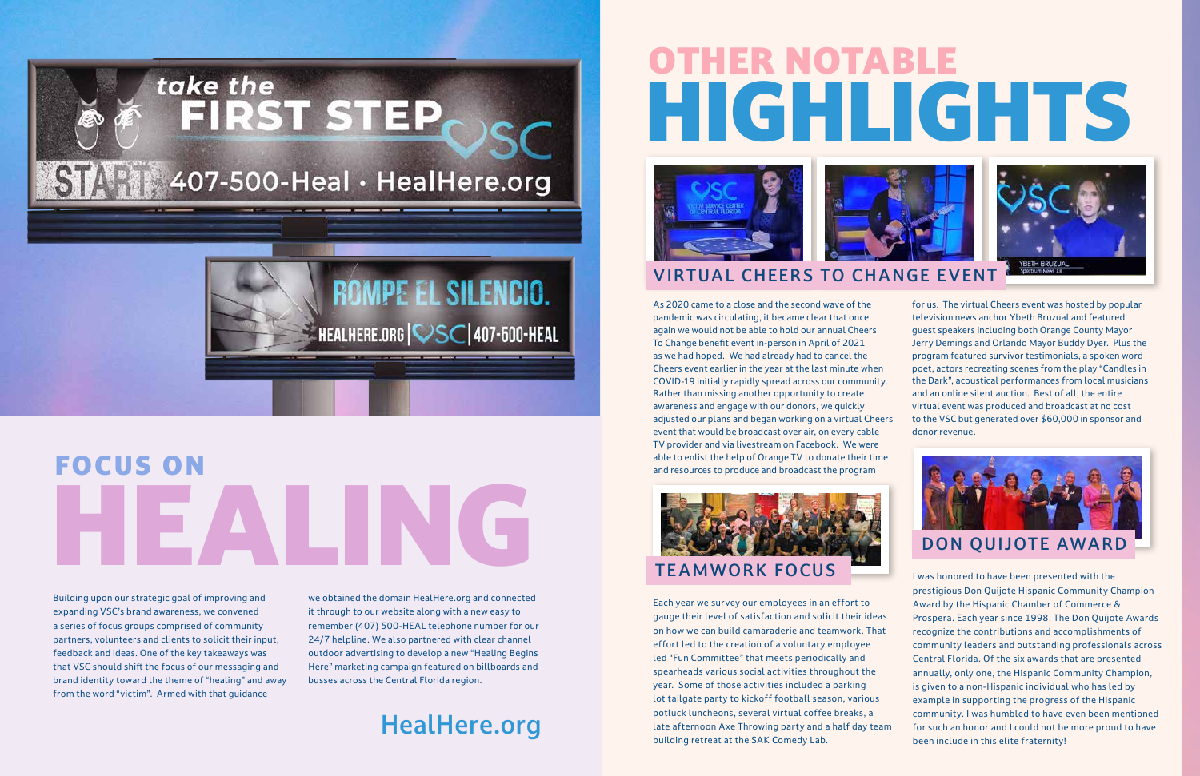# FOCUS ON HEALING

Building upon our strategic goal of improving and expanding VSC's brand awareness, we convened a series of focus groups comprised of community partners, volunteers and clients to solicit their input, feedback and ideas. One of the key takeaways was that VSC should shift the focus of our messaging and brand identity toward the theme of "healing" and away from the word "victim". Armed with that guidance we obtained the domain HealHere.org and connected it through to our website along with a new easy to remember (407) 500-HEAL telephone number for our 24/7 helpline. We also partnered with clear channel outdoor advertising to develop a new "Healing Begins Here" marketing campaign featured on billboards and busses across the Central Florida region.

HealHere.org

# OTHER NOTABLE HIGHLIGHTS

## VIRTUAL CHEERS TO CHANGE EVENT

As 2020 came to a close and the second wave of the pandemic was circulating, it became clear that once again we would not be able to hold our annual Cheers To Change benefit event in-person in April of 2021 as we had hoped. We had already had to cancel the Cheers event earlier in the year at the last minute when COVID-19 initially rapidly spread across our community. Rather than missing another opportunity to create awareness and engage with our donors, we quickly adjusted our plans and began working on a virtual Cheers event that would be broadcast over air, on every cable TV provider and via livestream on Facebook. We were able to enlist the help of Orange TV to donate their time and resources to produce and broadcast the program for us. The virtual Cheers event was hosted by popular television news anchor Ybeth Bruzual and featured guest speakers including both Orange County Mayor Jerry Demings and Orlando Mayor Buddy Dyer. Plus the program featured survivor testimonials, a spoken word poet, actors recreating scenes from the play "Candles in the Dark", acoustical performances from local musicians and an online silent auction. Best of all, the entire virtual event was produced and broadcast at no cost to the VSC but generated over $60,000 in sponsor and donor revenue.

## TEAMWORK FOCUS

Each year we survey our employees in an effort to gauge their level of satisfaction and solicit their ideas on how we can build camaraderie and teamwork. That effort led to the creation of a voluntary employee led "Fun Committee" that meets periodically and spearheads various social activities throughout the year. Some of those activities included a parking lot tailgate party to kickoff football season, various potluck luncheons, several virtual coffee breaks, a late afternoon Axe Throwing party and a half day team building retreat at the SAK Comedy Lab.

## DON QUIJOTE AWARD

I was honored to have been presented with the prestigious Don Quijote Hispanic Community Champion Award by the Hispanic Chamber of Commerce & Prospera. Each year since 1998, The Don Quijote Awards recognize the contributions and accomplishments of community leaders and outstanding professionals across Central Florida. Of the six awards that are presented annually, only one, the Hispanic Community Champion, is given to a non-Hispanic individual who has led by example in supporting the progress of the Hispanic community. I was humbled to have even been mentioned for such an honor and I could not be more proud to have been include in this elite fraternity!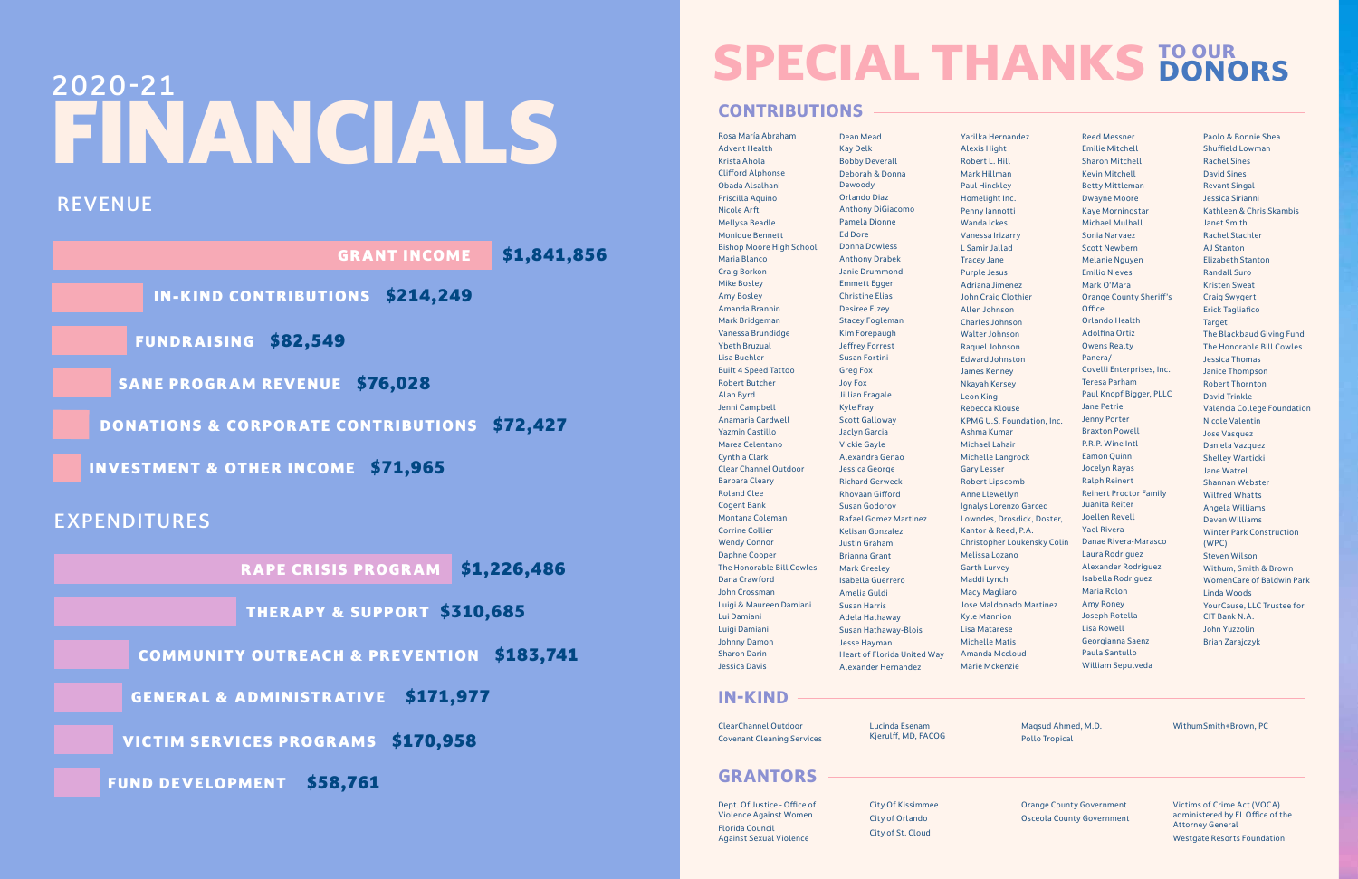# 2020-21 FINANCIALS

## REVENUE

GRANT INCOME $1,841,856

IN-KIND CONTRIBUTIONS $214,249

FUNDRAISING $82,549

SANE PROGRAM REVENUE $76,028

DONATIONS & CORPORATE CONTRIBUTIONS $72,427

INVESTMENT & OTHER INCOME $71,965

## EXPENDITURES

RAPE CRISIS PROGRAM $1,226,486

THERAPY & SUPPORT $310,685

COMMUNITY OUTREACH & PREVENTION $183,741

GENERAL & ADMINISTRATIVE $171,977

VICTIM SERVICES PROGRAMS $170,958

FUND DEVELOPMENT $58,761

# SPECIAL THANKS TO OUR DONORS

## CONTRIBUTIONS

Rosa María Abraham
Advent Health
Krista Ahola
Clifford Alphonse
Obada Alsalhani
Priscilla Aquino
Nicole Arft
Mellysa Beadle
Monique Bennett
Bishop Moore High School
Maria Blanco
Craig Borkon
Mike Bosley
Amy Bosley
Amanda Brannin
Mark Bridgeman
Vanessa Brundidge
Ybeth Bruzual
Lisa Buehler
Built 4 Speed Tattoo
Robert Butcher
Alan Byrd
Jenni Campbell
Anamaria Cardwell
Yazmin Castillo
Marea Celentano
Cynthia Clark
Clear Channel Outdoor
Barbara Cleary
Roland Clee
Cogent Bank
Montana Coleman
Corrine Collier
Wendy Connor
Daphne Cooper
The Honorable Bill Cowles
Dana Crawford
John Crossman
Luigi & Maureen Damiani
Lui Damiani
Luigi Damiani
Johnny Damon
Sharon Darin
Jessica Davis
Dean Mead
Kay Delk
Bobby Deverall
Deborah & Donna Dewoody
Orlando Diaz
Anthony DiGiacomo
Pamela Dionne
Ed Dore
Donna Dowless
Anthony Drabek
Janie Drummond
Emmett Egger
Christine Elias
Desiree Elzey
Stacey Fogleman
Kim Forepaugh
Jeffrey Forrest
Susan Fortini
Greg Fox
Joy Fox
Jillian Fragale
Kyle Fray
Scott Galloway
Jaclyn Garcia
Vickie Gayle
Alexandra Genao
Jessica George
Richard Gerweck
Rhovaan Gifford
Susan Godorov
Rafael Gomez Martinez
Kelisan Gonzalez
Justin Graham
Brianna Grant
Mark Greeley
Isabella Guerrero
Amelia Guldi
Susan Harris
Adela Hathaway
Susan Hathaway-Blois
Jesse Hayman
Heart of Florida United Way
Alexander Hernandez
Yarilka Hernandez
Alexis Hight
Robert L. Hill
Mark Hillman
Paul Hinckley
Homelight Inc.
Penny Iannotti
Wanda Ickes
Vanessa Irizarry
L Samir Jallad
Tracey Jane
Purple Jesus
Adriana Jimenez
John Craig Clothier
Allen Johnson
Charles Johnson
Walter Johnson
Raquel Johnson
Edward Johnston
James Kenney
Nkayah Kersey
Leon King
Rebecca Klouse
KPMG U.S. Foundation, Inc.
Ashma Kumar
Michael Lahair
Michelle Langrock
Gary Lesser
Robert Lipscomb
Anne Llewellyn
Ignalys Lorenzo Garced
Lowndes, Drosdick, Doster, Kantor & Reed, P.A.
Christopher Loukensky Colin
Melissa Lozano
Garth Lurvey
Maddi Lynch
Macy Magliaro
Jose Maldonado Martinez
Kyle Mannion
Lisa Matarese
Michelle Matis
Amanda Mccloud
Marie Mckenzie
Reed Messner
Emilie Mitchell
Sharon Mitchell
Kevin Mitchell
Betty Mittleman
Dwayne Moore
Kaye Morningstar
Michael Mulhall
Sonia Narvaez
Scott Newbern
Melanie Nguyen
Emilio Nieves
Mark O'Mara
Orange County Sheriff's Office
Orlando Health
Adolfina Ortiz
Owens Realty
Panera/
Covelli Enterprises, Inc.
Teresa Parham
Paul Knopf Bigger, PLLC
Jane Petrie
Jenny Porter
Braxton Powell
P.R.P. Wine Intl
Eamon Quinn
Jocelyn Rayas
Ralph Reinert
Reinert Proctor Family
Juanita Reiter
Joellen Revell
Yael Rivera
Danae Rivera-Marasco
Laura Rodriguez
Alexander Rodriguez
Isabella Rodriguez
Maria Rolon
Amy Roney
Joseph Rotella
Lisa Rowell
Georgianna Saenz
Paula Santullo
William Sepulveda
Paolo & Bonnie Shea
Shuffield Lowman
Rachel Sines
David Sines
Revant Singal
Jessica Sirianni
Kathleen & Chris Skambis
Janet Smith
Rachel Stachler
AJ Stanton
Elizabeth Stanton
Randall Suro
Kristen Sweat
Craig Swygert
Erick Tagliafico
Target
The Blackbaud Giving Fund
The Honorable Bill Cowles
Jessica Thomas
Janice Thompson
Robert Thornton
David Trinkle
Valencia College Foundation
Nicole Valentin
Jose Vasquez
Daniela Vazquez
Shelley Warticki
Jane Watrel
Shannan Webster
Wilfred Whatts
Angela Williams
Deven Williams
Winter Park Construction (WPC)
Steven Wilson
Withum, Smith & Brown
WomenCare of Baldwin Park
Linda Woods
YourCause, LLC Trustee for CIT Bank N.A.
John Yuzzolin
Brian Zarajczyk

## IN-KIND

ClearChannel Outdoor
Covenant Cleaning Services
Lucinda Esenam Kjerulff, MD, FACOG
Maqsud Ahmed, M.D.
Pollo Tropical
WithumSmith+Brown, PC

## GRANTORS

Dept. Of Justice - Office of Violence Against Women
Florida Council Against Sexual Violence
City Of Kissimmee
City of Orlando
City of St. Cloud
Orange County Government
Osceola County Government
Victims of Crime Act (VOCA) administered by FL Office of the Attorney General
Westgate Resorts Foundation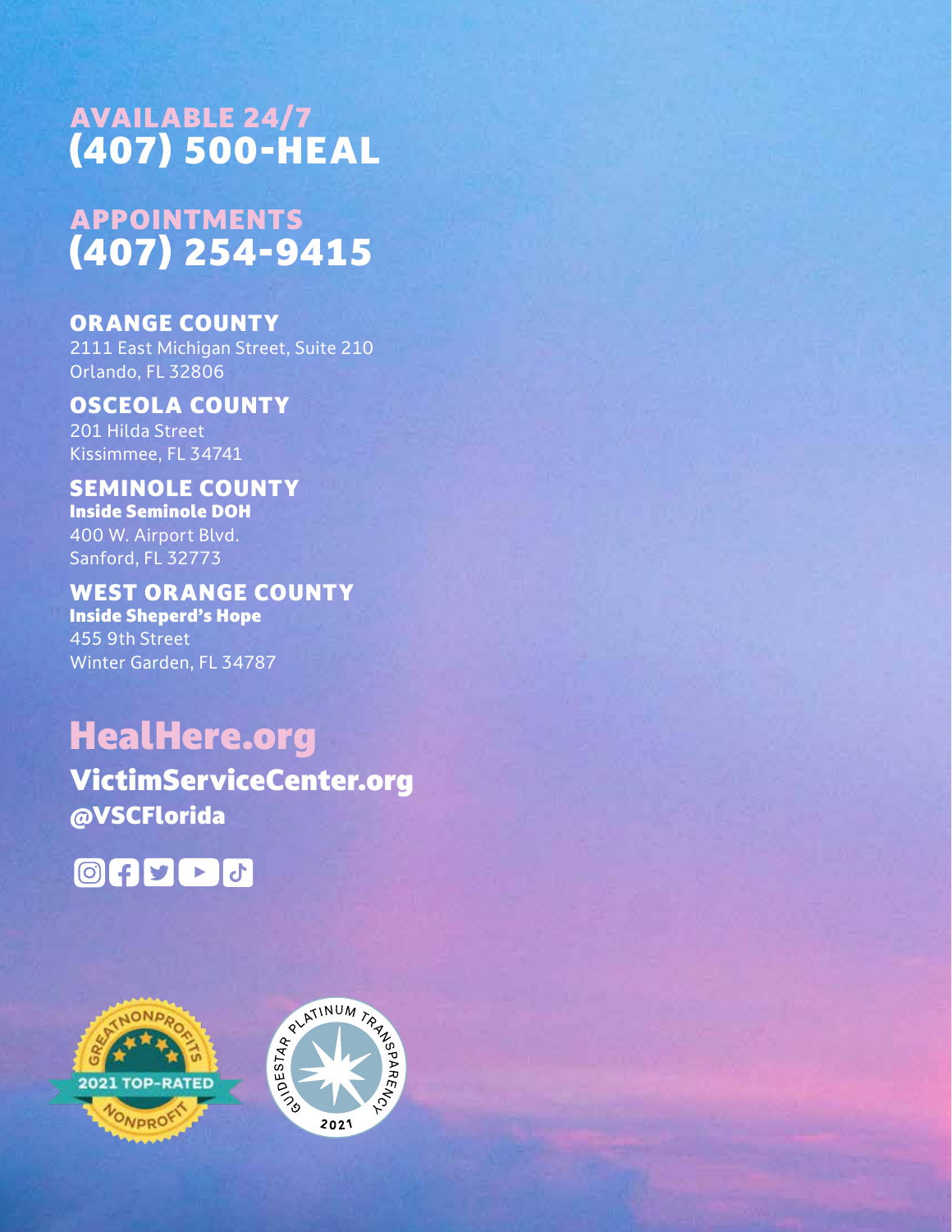## AVAILABLE 24/7
## (407) 500-HEAL

## APPOINTMENTS
## (407) 254-9415

### ORANGE COUNTY
2111 East Michigan Street, Suite 210
Orlando, FL 32806

### OSCEOLA COUNTY
201 Hilda Street
Kissimmee, FL 34741

### SEMINOLE COUNTY
**Inside Seminole DOH**
400 W. Airport Blvd.
Sanford, FL 32773

### WEST ORANGE COUNTY
**Inside Sheperd's Hope**
455 9th Street
Winter Garden, FL 34787

## HealHere.org

**VictimServiceCenter.org**

**@VSCFlorida**

GREATNONPROFITS 2021 TOP-RATED NONPROFIT

GUIDESTAR PLATINUM TRANSPARENCY 2021